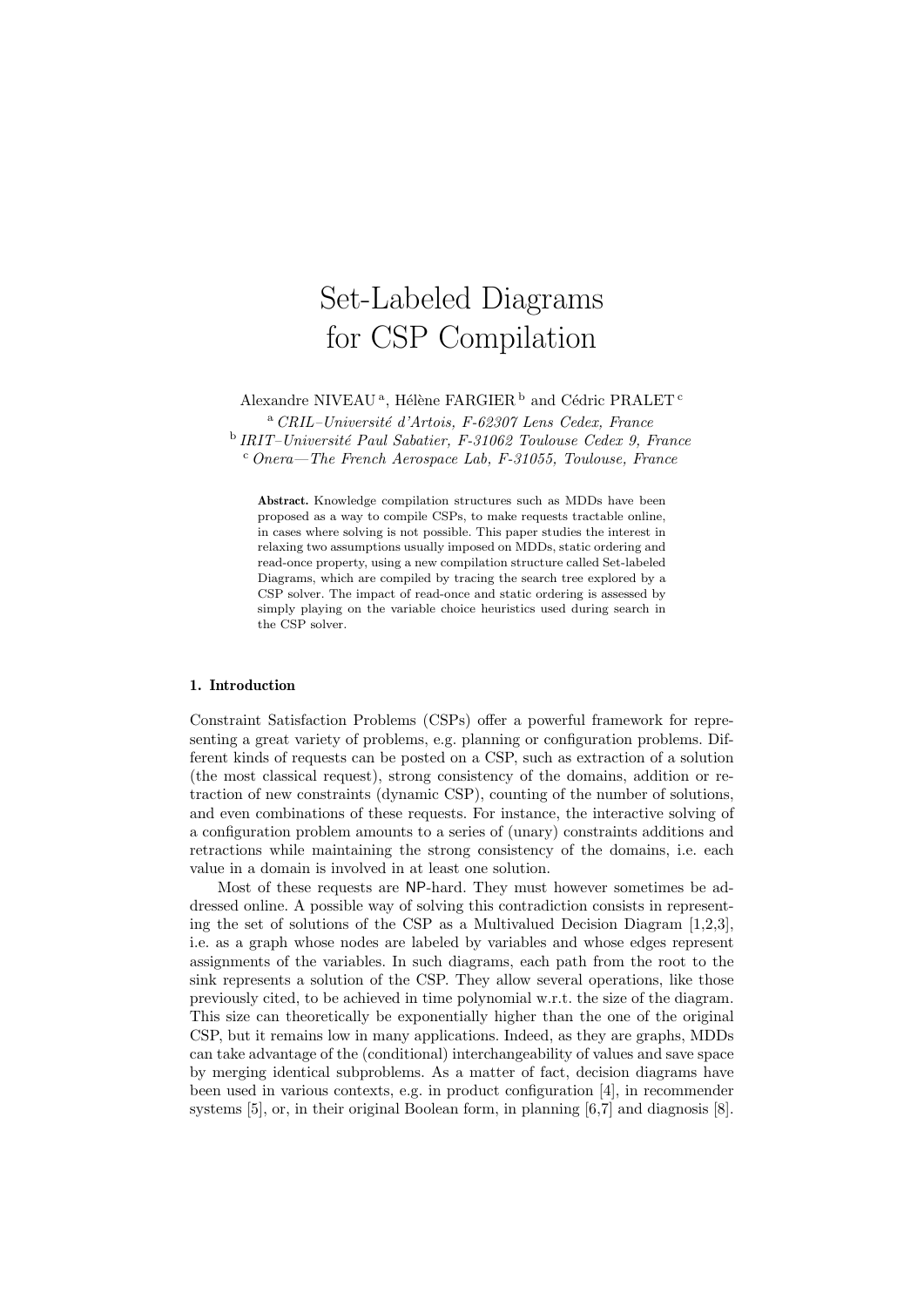# Set-Labeled Diagrams for CSP Compilation

Alexandre NIVEAU [a], Hélène FARGIER [b] and Cédric PRALET [c]

[a] *CRIL–Université d'Artois, F-62307 Lens Cedex, France*
[b] *IRIT–Université Paul Sabatier, F-31062 Toulouse Cedex 9, France*
[c] *Onera—The French Aerospace Lab, F-31055, Toulouse, France*

**Abstract.** Knowledge compilation structures such as MDDs have been proposed as a way to compile CSPs, to make requests tractable online, in cases where solving is not possible. This paper studies the interest in relaxing two assumptions usually imposed on MDDs, static ordering and read-once property, using a new compilation structure called Set-labeled Diagrams, which are compiled by tracing the search tree explored by a CSP solver. The impact of read-once and static ordering is assessed by simply playing on the variable choice heuristics used during search in the CSP solver.

## 1. Introduction

Constraint Satisfaction Problems (CSPs) offer a powerful framework for representing a great variety of problems, e.g. planning or configuration problems. Different kinds of requests can be posted on a CSP, such as extraction of a solution (the most classical request), strong consistency of the domains, addition or retraction of new constraints (dynamic CSP), counting of the number of solutions, and even combinations of these requests. For instance, the interactive solving of a configuration problem amounts to a series of (unary) constraints additions and retractions while maintaining the strong consistency of the domains, i.e. each value in a domain is involved in at least one solution.

Most of these requests are NP-hard. They must however sometimes be addressed online. A possible way of solving this contradiction consists in representing the set of solutions of the CSP as a Multivalued Decision Diagram [1,2,3], i.e. as a graph whose nodes are labeled by variables and whose edges represent assignments of the variables. In such diagrams, each path from the root to the sink represents a solution of the CSP. They allow several operations, like those previously cited, to be achieved in time polynomial w.r.t. the size of the diagram. This size can theoretically be exponentially higher than the one of the original CSP, but it remains low in many applications. Indeed, as they are graphs, MDDs can take advantage of the (conditional) interchangeability of values and save space by merging identical subproblems. As a matter of fact, decision diagrams have been used in various contexts, e.g. in product configuration [4], in recommender systems [5], or, in their original Boolean form, in planning [6,7] and diagnosis [8].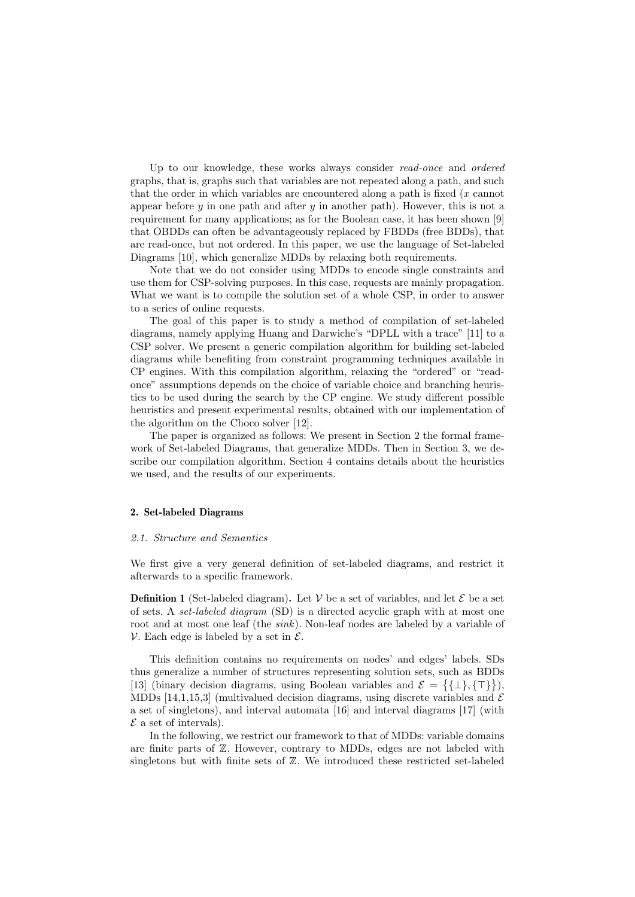Up to our knowledge, these works always consider *read-once* and *ordered* graphs, that is, graphs such that variables are not repeated along a path, and such that the order in which variables are encountered along a path is fixed ($x$ cannot appear before $y$ in one path and after $y$ in another path). However, this is not a requirement for many applications; as for the Boolean case, it has been shown [9] that OBDDs can often be advantageously replaced by FBDDs (free BDDs), that are read-once, but not ordered. In this paper, we use the language of Set-labeled Diagrams [10], which generalize MDDs by relaxing both requirements.

Note that we do not consider using MDDs to encode single constraints and use them for CSP-solving purposes. In this case, requests are mainly propagation. What we want is to compile the solution set of a whole CSP, in order to answer to a series of online requests.

The goal of this paper is to study a method of compilation of set-labeled diagrams, namely applying Huang and Darwiche's "DPLL with a trace" [11] to a CSP solver. We present a generic compilation algorithm for building set-labeled diagrams while benefiting from constraint programming techniques available in CP engines. With this compilation algorithm, relaxing the "ordered" or "read-once" assumptions depends on the choice of variable choice and branching heuristics to be used during the search by the CP engine. We study different possible heuristics and present experimental results, obtained with our implementation of the algorithm on the Choco solver [12].

The paper is organized as follows: We present in Section 2 the formal framework of Set-labeled Diagrams, that generalize MDDs. Then in Section 3, we describe our compilation algorithm. Section 4 contains details about the heuristics we used, and the results of our experiments.

## 2. Set-labeled Diagrams

### *2.1. Structure and Semantics*

We first give a very general definition of set-labeled diagrams, and restrict it afterwards to a specific framework.

**Definition 1** (Set-labeled diagram)**.** Let $\mathcal{V}$ be a set of variables, and let $\mathcal{E}$ be a set of sets. A *set-labeled diagram* (SD) is a directed acyclic graph with at most one root and at most one leaf (the *sink*). Non-leaf nodes are labeled by a variable of $\mathcal{V}$. Each edge is labeled by a set in $\mathcal{E}$.

This definition contains no requirements on nodes' and edges' labels. SDs thus generalize a number of structures representing solution sets, such as BDDs [13] (binary decision diagrams, using Boolean variables and $\mathcal{E} = \{\{\bot\}, \{\top\}\}$), MDDs [14,1,15,3] (multivalued decision diagrams, using discrete variables and $\mathcal{E}$ a set of singletons), and interval automata [16] and interval diagrams [17] (with $\mathcal{E}$ a set of intervals).

In the following, we restrict our framework to that of MDDs: variable domains are finite parts of $\mathbb{Z}$. However, contrary to MDDs, edges are not labeled with singletons but with finite sets of $\mathbb{Z}$. We introduced these restricted set-labeled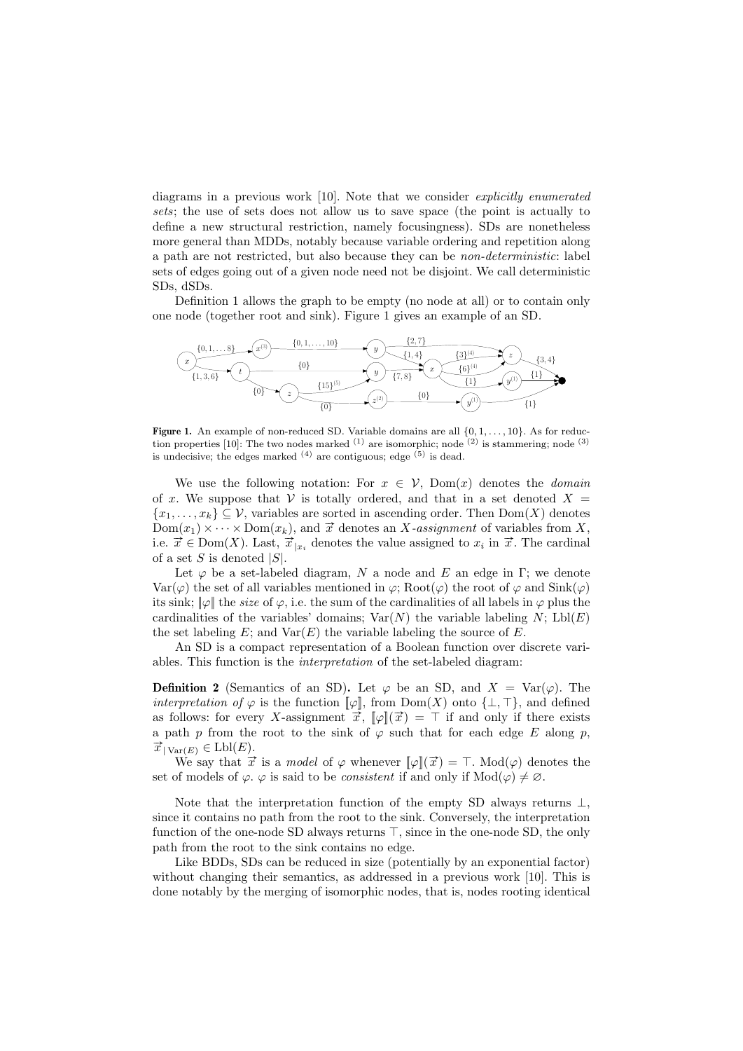diagrams in a previous work [10]. Note that we consider *explicitly enumerated sets*; the use of sets does not allow us to save space (the point is actually to define a new structural restriction, namely focusingness). SDs are nonetheless more general than MDDs, notably because variable ordering and repetition along a path are not restricted, but also because they can be *non-deterministic*: label sets of edges going out of a given node need not be disjoint. We call deterministic SDs, dSDs.

Definition 1 allows the graph to be empty (no node at all) or to contain only one node (together root and sink). Figure 1 gives an example of an SD.

**Figure 1.** An example of non-reduced SD. Variable domains are all $\{0, 1, \ldots, 10\}$. As for reduction properties [10]: The two nodes marked $^{(1)}$ are isomorphic; node $^{(2)}$ is stammering; node $^{(3)}$ is undecisive; the edges marked $^{(4)}$ are contiguous; edge $^{(5)}$ is dead.

We use the following notation: For $x \in \mathcal{V}$, $\mathrm{Dom}(x)$ denotes the *domain* of $x$. We suppose that $\mathcal{V}$ is totally ordered, and that in a set denoted $X = \{x_1, \ldots, x_k\} \subseteq \mathcal{V}$, variables are sorted in ascending order. Then $\mathrm{Dom}(X)$ denotes $\mathrm{Dom}(x_1) \times \cdots \times \mathrm{Dom}(x_k)$, and $\vec{x}$ denotes an $X$-*assignment* of variables from $X$, i.e. $\vec{x} \in \mathrm{Dom}(X)$. Last, $\vec{x}_{|x_i}$ denotes the value assigned to $x_i$ in $\vec{x}$. The cardinal of a set $S$ is denoted $|S|$.

Let $\varphi$ be a set-labeled diagram, $N$ a node and $E$ an edge in $\Gamma$; we denote $\mathrm{Var}(\varphi)$ the set of all variables mentioned in $\varphi$; $\mathrm{Root}(\varphi)$ the root of $\varphi$ and $\mathrm{Sink}(\varphi)$ its sink; $\|\varphi\|$ the *size* of $\varphi$, i.e. the sum of the cardinalities of all labels in $\varphi$ plus the cardinalities of the variables' domains; $\mathrm{Var}(N)$ the variable labeling $N$; $\mathrm{Lbl}(E)$ the set labeling $E$; and $\mathrm{Var}(E)$ the variable labeling the source of $E$.

An SD is a compact representation of a Boolean function over discrete variables. This function is the *interpretation* of the set-labeled diagram:

**Definition 2** (Semantics of an SD)**.** Let $\varphi$ be an SD, and $X = \mathrm{Var}(\varphi)$. The *interpretation of* $\varphi$ is the function $[\![\varphi]\!]$, from $\mathrm{Dom}(X)$ onto $\{\bot, \top\}$, and defined as follows: for every $X$-assignment $\vec{x}$, $[\![\varphi]\!](\vec{x}) = \top$ if and only if there exists a path $p$ from the root to the sink of $\varphi$ such that for each edge $E$ along $p$, $\vec{x}_{|\mathrm{Var}(E)} \in \mathrm{Lbl}(E)$.

We say that $\vec{x}$ is a *model* of $\varphi$ whenever $[\![\varphi]\!](\vec{x}) = \top$. $\mathrm{Mod}(\varphi)$ denotes the set of models of $\varphi$. $\varphi$ is said to be *consistent* if and only if $\mathrm{Mod}(\varphi) \neq \varnothing$.

Note that the interpretation function of the empty SD always returns $\bot$, since it contains no path from the root to the sink. Conversely, the interpretation function of the one-node SD always returns $\top$, since in the one-node SD, the only path from the root to the sink contains no edge.

Like BDDs, SDs can be reduced in size (potentially by an exponential factor) without changing their semantics, as addressed in a previous work [10]. This is done notably by the merging of isomorphic nodes, that is, nodes rooting identical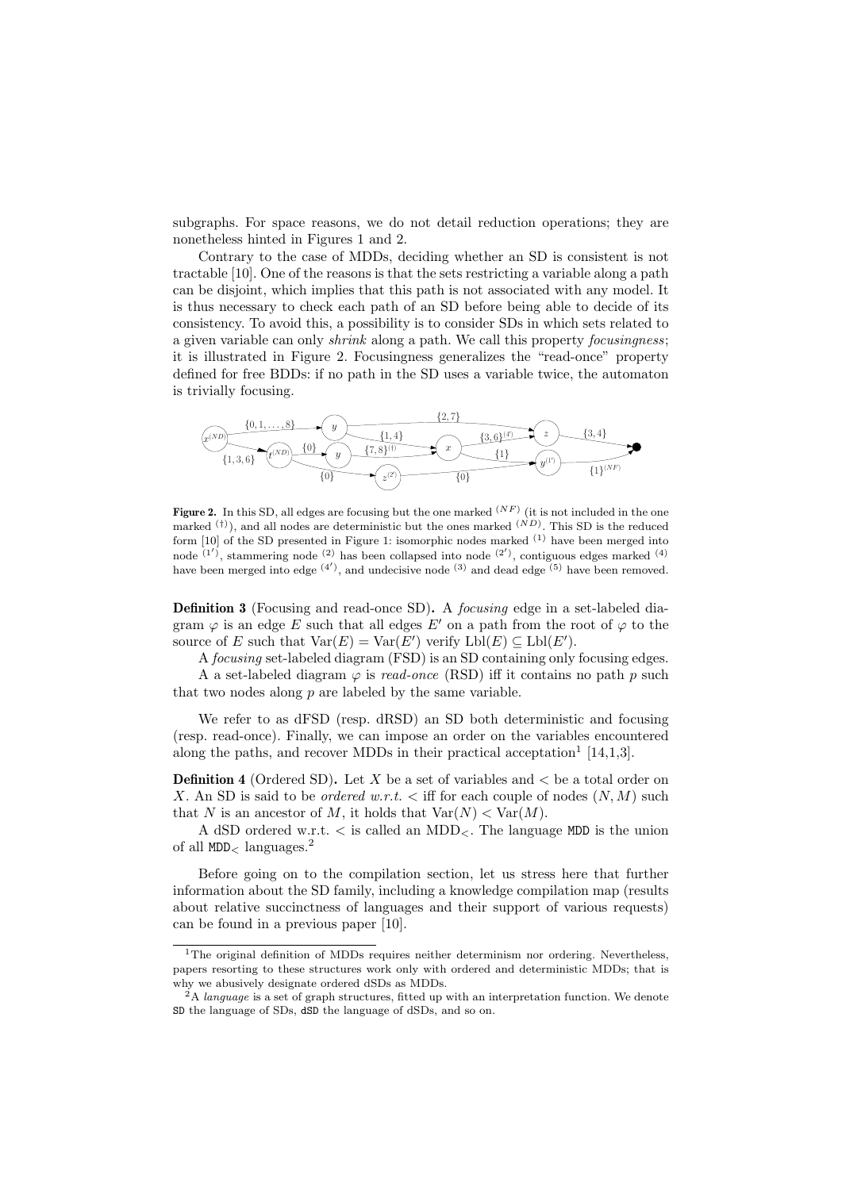subgraphs. For space reasons, we do not detail reduction operations; they are nonetheless hinted in Figures 1 and 2.

Contrary to the case of MDDs, deciding whether an SD is consistent is not tractable [10]. One of the reasons is that the sets restricting a variable along a path can be disjoint, which implies that this path is not associated with any model. It is thus necessary to check each path of an SD before being able to decide of its consistency. To avoid this, a possibility is to consider SDs in which sets related to a given variable can only *shrink* along a path. We call this property *focusingness*; it is illustrated in Figure 2. Focusingness generalizes the "read-once" property defined for free BDDs: if no path in the SD uses a variable twice, the automaton is trivially focusing.

**Figure 2.** In this SD, all edges are focusing but the one marked $^{(NF)}$ (it is not included in the one marked $^{(\dagger)}$), and all nodes are deterministic but the ones marked $^{(ND)}$. This SD is the reduced form [10] of the SD presented in Figure 1: isomorphic nodes marked $^{(1)}$ have been merged into node $^{(1')}$, stammering node $^{(2)}$ has been collapsed into node $^{(2')}$, contiguous edges marked $^{(4)}$ have been merged into edge $^{(4')}$, and undecisive node $^{(3)}$ and dead edge $^{(5)}$ have been removed.

**Definition 3** (Focusing and read-once SD)**.** A *focusing* edge in a set-labeled diagram $\varphi$ is an edge $E$ such that all edges $E'$ on a path from the root of $\varphi$ to the source of $E$ such that $\mathrm{Var}(E) = \mathrm{Var}(E')$ verify $\mathrm{Lbl}(E) \subseteq \mathrm{Lbl}(E')$.

A *focusing* set-labeled diagram (FSD) is an SD containing only focusing edges.

A set-labeled diagram $\varphi$ is *read-once* (RSD) iff it contains no path $p$ such that two nodes along $p$ are labeled by the same variable.

We refer to as dFSD (resp. dRSD) an SD both deterministic and focusing (resp. read-once). Finally, we can impose an order on the variables encountered along the paths, and recover MDDs in their practical acceptation[1] [14,1,3].

**Definition 4** (Ordered SD)**.** Let $X$ be a set of variables and $<$ be a total order on $X$. An SD is said to be *ordered w.r.t.* $<$ iff for each couple of nodes $(N, M)$ such that $N$ is an ancestor of $M$, it holds that $\mathrm{Var}(N) < \mathrm{Var}(M)$.

A dSD ordered w.r.t. $<$ is called an $\mathrm{MDD}_<$. The language MDD is the union of all $\mathtt{MDD}_<$ languages.[2]

Before going on to the compilation section, let us stress here that further information about the SD family, including a knowledge compilation map (results about relative succinctness of languages and their support of various requests) can be found in a previous paper [10].

---

[1] The original definition of MDDs requires neither determinism nor ordering. Nevertheless, papers resorting to these structures work only with ordered and deterministic MDDs; that is why we abusively designate ordered dSDs as MDDs.

[2] A *language* is a set of graph structures, fitted up with an interpretation function. We denote SD the language of SDs, dSD the language of dSDs, and so on.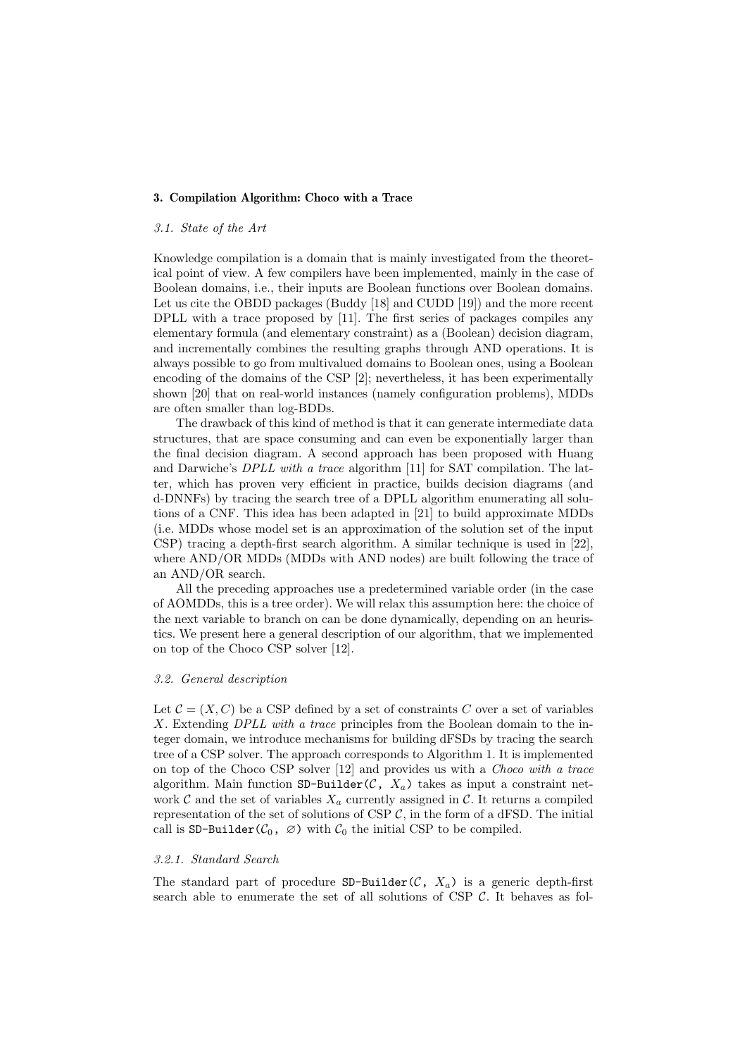### 3. Compilation Algorithm: Choco with a Trace

#### 3.1. State of the Art

Knowledge compilation is a domain that is mainly investigated from the theoretical point of view. A few compilers have been implemented, mainly in the case of Boolean domains, i.e., their inputs are Boolean functions over Boolean domains. Let us cite the OBDD packages (Buddy [18] and CUDD [19]) and the more recent DPLL with a trace proposed by [11]. The first series of packages compiles any elementary formula (and elementary constraint) as a (Boolean) decision diagram, and incrementally combines the resulting graphs through AND operations. It is always possible to go from multivalued domains to Boolean ones, using a Boolean encoding of the domains of the CSP [2]; nevertheless, it has been experimentally shown [20] that on real-world instances (namely configuration problems), MDDs are often smaller than log-BDDs.

The drawback of this kind of method is that it can generate intermediate data structures, that are space consuming and can even be exponentially larger than the final decision diagram. A second approach has been proposed with Huang and Darwiche's *DPLL with a trace* algorithm [11] for SAT compilation. The latter, which has proven very efficient in practice, builds decision diagrams (and d-DNNFs) by tracing the search tree of a DPLL algorithm enumerating all solutions of a CNF. This idea has been adapted in [21] to build approximate MDDs (i.e. MDDs whose model set is an approximation of the solution set of the input CSP) tracing a depth-first search algorithm. A similar technique is used in [22], where AND/OR MDDs (MDDs with AND nodes) are built following the trace of an AND/OR search.

All the preceding approaches use a predetermined variable order (in the case of AOMDDs, this is a tree order). We will relax this assumption here: the choice of the next variable to branch on can be done dynamically, depending on an heuristics. We present here a general description of our algorithm, that we implemented on top of the Choco CSP solver [12].

#### 3.2. General description

Let $\mathcal{C} = (X, C)$ be a CSP defined by a set of constraints $C$ over a set of variables $X$. Extending *DPLL with a trace* principles from the Boolean domain to the integer domain, we introduce mechanisms for building dFSDs by tracing the search tree of a CSP solver. The approach corresponds to Algorithm 1. It is implemented on top of the Choco CSP solver [12] and provides us with a *Choco with a trace* algorithm. Main function `SD-Builder(`$\mathcal{C}$`,` $X_a$`)` takes as input a constraint network $\mathcal{C}$ and the set of variables $X_a$ currently assigned in $\mathcal{C}$. It returns a compiled representation of the set of solutions of CSP $\mathcal{C}$, in the form of a dFSD. The initial call is `SD-Builder(`$\mathcal{C}_0$`,` $\varnothing$`)` with $\mathcal{C}_0$ the initial CSP to be compiled.

##### 3.2.1. Standard Search

The standard part of procedure `SD-Builder(`$\mathcal{C}$`,` $X_a$`)` is a generic depth-first search able to enumerate the set of all solutions of CSP $\mathcal{C}$. It behaves as fol-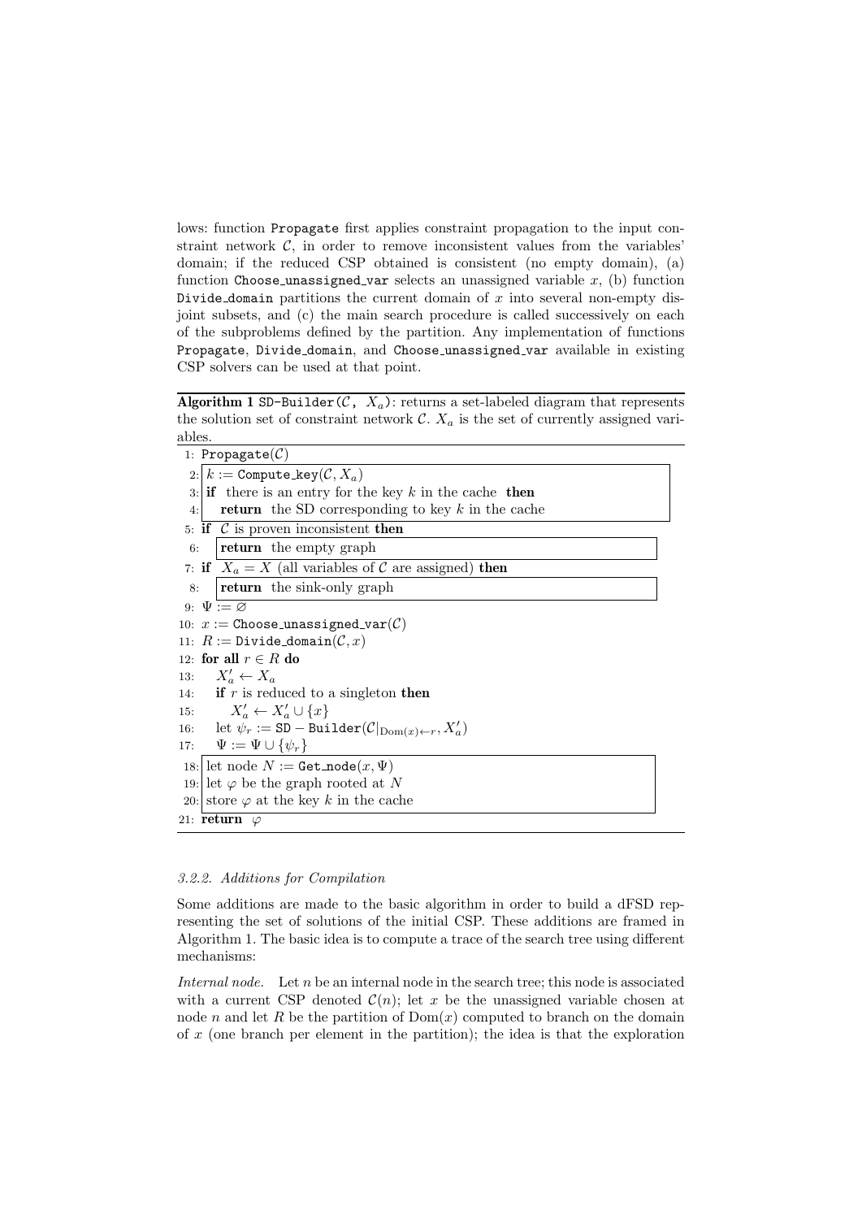lows: function Propagate first applies constraint propagation to the input constraint network $\mathcal{C}$, in order to remove inconsistent values from the variables' domain; if the reduced CSP obtained is consistent (no empty domain), (a) function Choose_unassigned_var selects an unassigned variable $x$, (b) function Divide_domain partitions the current domain of $x$ into several non-empty disjoint subsets, and (c) the main search procedure is called successively on each of the subproblems defined by the partition. Any implementation of functions Propagate, Divide_domain, and Choose_unassigned_var available in existing CSP solvers can be used at that point.

**Algorithm 1** SD-Builder($\mathcal{C}$, $X_a$): returns a set-labeled diagram that represents the solution set of constraint network $\mathcal{C}$. $X_a$ is the set of currently assigned variables.

```
1:  Propagate(C)
2:  k := Compute_key(C, X_a)
3:  if there is an entry for the key k in the cache then
4:      return the SD corresponding to key k in the cache
5:  if C is proven inconsistent then
6:      return the empty graph
7:  if X_a = X (all variables of C are assigned) then
8:      return the sink-only graph
9:  Ψ := ∅
10: x := Choose_unassigned_var(C)
11: R := Divide_domain(C, x)
12: for all r ∈ R do
13:     X'_a ← X_a
14:     if r is reduced to a singleton then
15:         X'_a ← X'_a ∪ {x}
16:     let ψ_r := SD − Builder(C|_{Dom(x)←r}, X'_a)
17:     Ψ := Ψ ∪ {ψ_r}
18: let node N := Get_node(x, Ψ)
19: let φ be the graph rooted at N
20: store φ at the key k in the cache
21: return φ
```

### 3.2.2. Additions for Compilation

Some additions are made to the basic algorithm in order to build a dFSD representing the set of solutions of the initial CSP. These additions are framed in Algorithm 1. The basic idea is to compute a trace of the search tree using different mechanisms:

*Internal node.* Let $n$ be an internal node in the search tree; this node is associated with a current CSP denoted $\mathcal{C}(n)$; let $x$ be the unassigned variable chosen at node $n$ and let $R$ be the partition of $\mathrm{Dom}(x)$ computed to branch on the domain of $x$ (one branch per element in the partition); the idea is that the exploration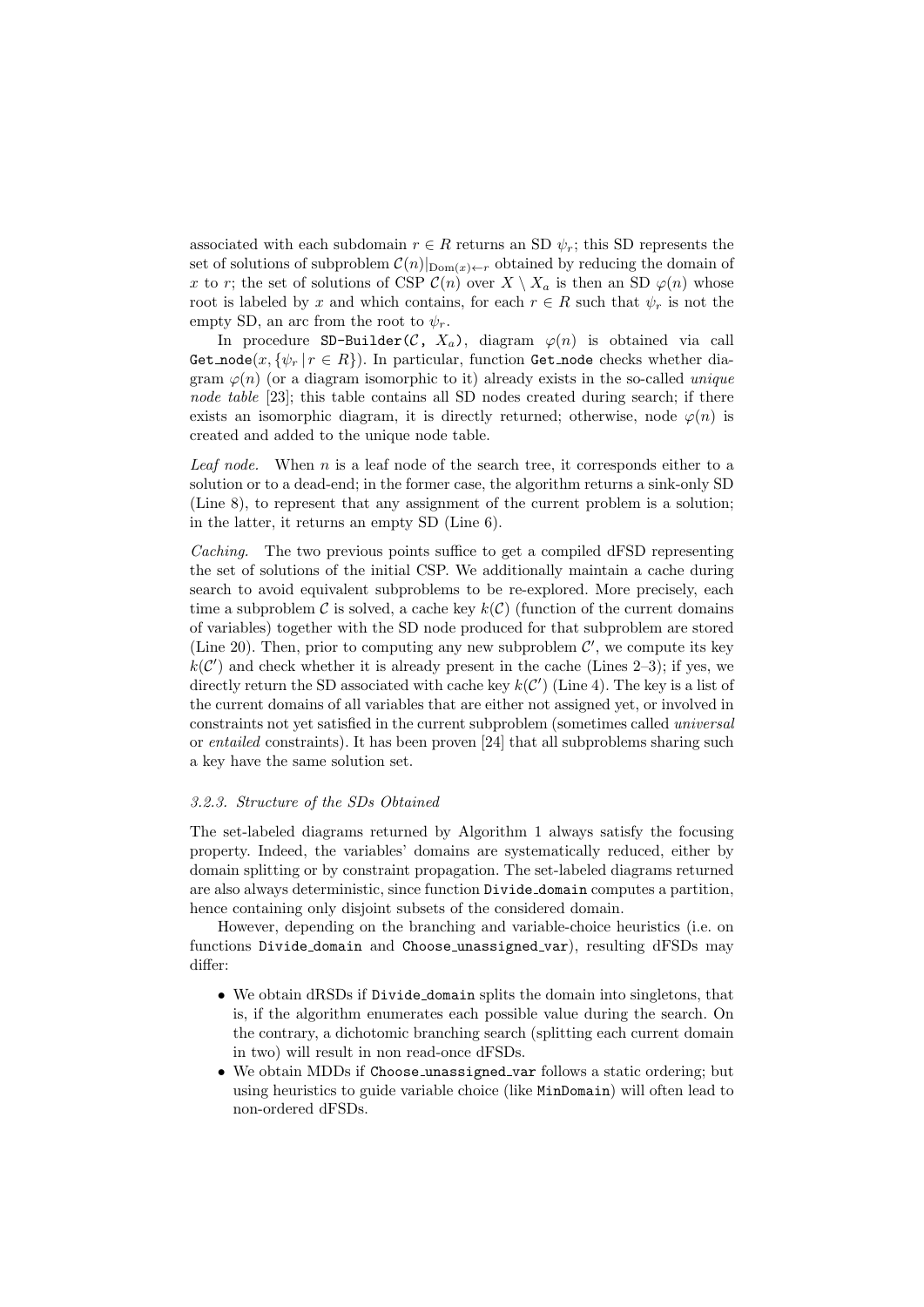associated with each subdomain $r \in R$ returns an SD $\psi_r$; this SD represents the set of solutions of subproblem $\mathcal{C}(n)|_{\mathrm{Dom}(x)\leftarrow r}$ obtained by reducing the domain of $x$ to $r$; the set of solutions of CSP $\mathcal{C}(n)$ over $X \setminus X_a$ is then an SD $\varphi(n)$ whose root is labeled by $x$ and which contains, for each $r \in R$ such that $\psi_r$ is not the empty SD, an arc from the root to $\psi_r$.

In procedure `SD-Builder(`$\mathcal{C}$`,` $X_a$`)`, diagram $\varphi(n)$ is obtained via call `Get_node`$(x, \{\psi_r \mid r \in R\})$. In particular, function `Get_node` checks whether diagram $\varphi(n)$ (or a diagram isomorphic to it) already exists in the so-called *unique node table* [23]; this table contains all SD nodes created during search; if there exists an isomorphic diagram, it is directly returned; otherwise, node $\varphi(n)$ is created and added to the unique node table.

*Leaf node.* When $n$ is a leaf node of the search tree, it corresponds either to a solution or to a dead-end; in the former case, the algorithm returns a sink-only SD (Line 8), to represent that any assignment of the current problem is a solution; in the latter, it returns an empty SD (Line 6).

*Caching.* The two previous points suffice to get a compiled dFSD representing the set of solutions of the initial CSP. We additionally maintain a cache during search to avoid equivalent subproblems to be re-explored. More precisely, each time a subproblem $\mathcal{C}$ is solved, a cache key $k(\mathcal{C})$ (function of the current domains of variables) together with the SD node produced for that subproblem are stored (Line 20). Then, prior to computing any new subproblem $\mathcal{C}'$, we compute its key $k(\mathcal{C}')$ and check whether it is already present in the cache (Lines 2–3); if yes, we directly return the SD associated with cache key $k(\mathcal{C}')$ (Line 4). The key is a list of the current domains of all variables that are either not assigned yet, or involved in constraints not yet satisfied in the current subproblem (sometimes called *universal* or *entailed* constraints). It has been proven [24] that all subproblems sharing such a key have the same solution set.

### *3.2.3. Structure of the SDs Obtained*

The set-labeled diagrams returned by Algorithm 1 always satisfy the focusing property. Indeed, the variables' domains are systematically reduced, either by domain splitting or by constraint propagation. The set-labeled diagrams returned are also always deterministic, since function `Divide_domain` computes a partition, hence containing only disjoint subsets of the considered domain.

However, depending on the branching and variable-choice heuristics (i.e. on functions `Divide_domain` and `Choose_unassigned_var`), resulting dFSDs may differ:

- We obtain dRSDs if `Divide_domain` splits the domain into singletons, that is, if the algorithm enumerates each possible value during the search. On the contrary, a dichotomic branching search (splitting each current domain in two) will result in non read-once dFSDs.
- We obtain MDDs if `Choose_unassigned_var` follows a static ordering; but using heuristics to guide variable choice (like `MinDomain`) will often lead to non-ordered dFSDs.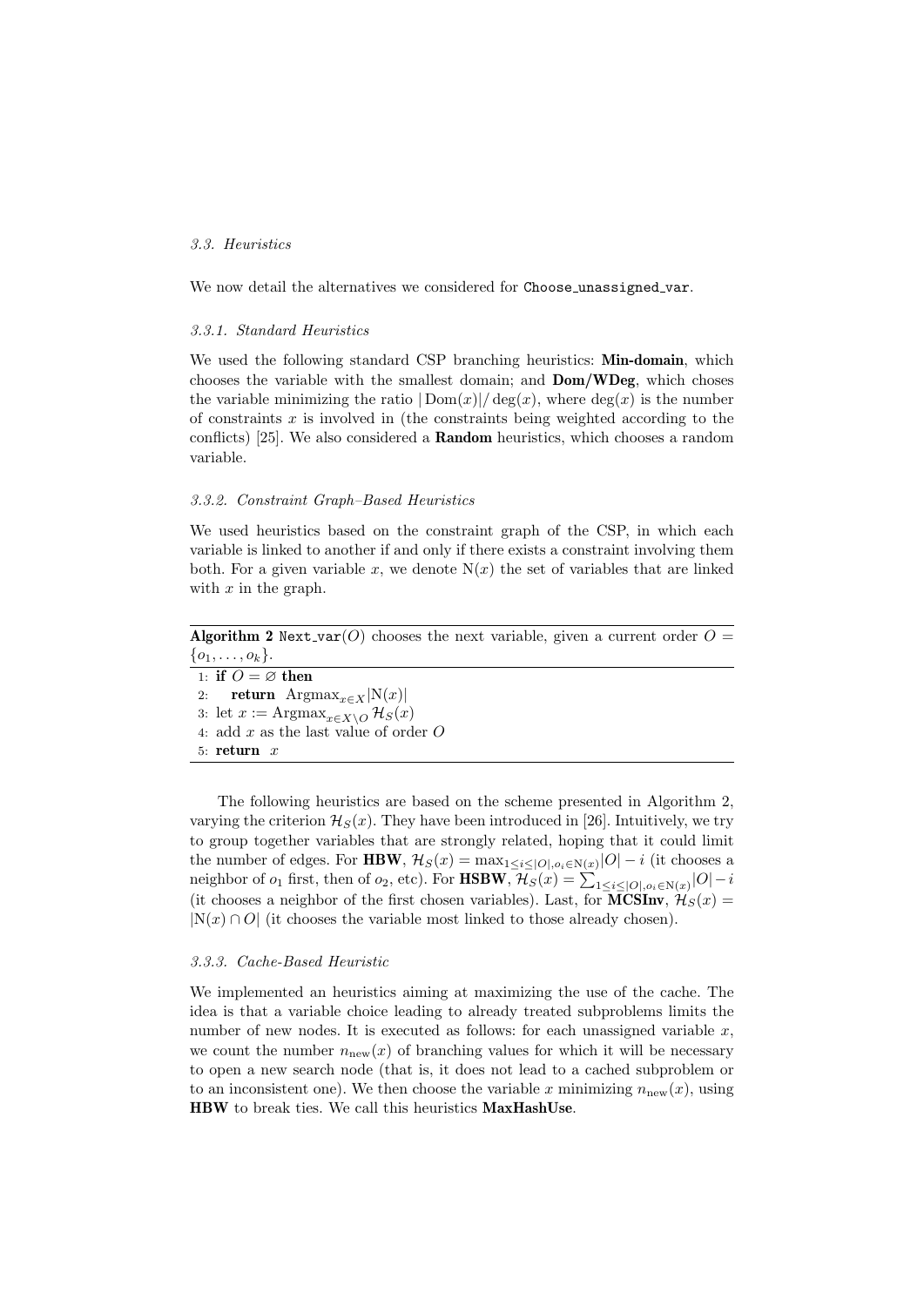### 3.3. Heuristics

We now detail the alternatives we considered for Choose_unassigned_var.

#### 3.3.1. Standard Heuristics

We used the following standard CSP branching heuristics: **Min-domain**, which chooses the variable with the smallest domain; and **Dom/WDeg**, which choses the variable minimizing the ratio $|\operatorname{Dom}(x)|/\deg(x)$, where $\deg(x)$ is the number of constraints $x$ is involved in (the constraints being weighted according to the conflicts) [25]. We also considered a **Random** heuristics, which chooses a random variable.

#### 3.3.2. Constraint Graph–Based Heuristics

We used heuristics based on the constraint graph of the CSP, in which each variable is linked to another if and only if there exists a constraint involving them both. For a given variable $x$, we denote $\mathrm{N}(x)$ the set of variables that are linked with $x$ in the graph.

**Algorithm 2** Next_var($O$) chooses the next variable, given a current order $O = \{o_1, \ldots, o_k\}$.

```
1: if O = ∅ then
2:     return Argmax_{x∈X} |N(x)|
3: let x := Argmax_{x∈X\O} H_S(x)
4: add x as the last value of order O
5: return x
```

The following heuristics are based on the scheme presented in Algorithm 2, varying the criterion $\mathcal{H}_S(x)$. They have been introduced in [26]. Intuitively, we try to group together variables that are strongly related, hoping that it could limit the number of edges. For **HBW**, $\mathcal{H}_S(x) = \max_{1 \le i \le |O|, o_i \in \mathrm{N}(x)} |O| - i$ (it chooses a neighbor of $o_1$ first, then of $o_2$, etc). For **HSBW**, $\mathcal{H}_S(x) = \sum_{1 \le i \le |O|, o_i \in \mathrm{N}(x)} |O| - i$ (it chooses a neighbor of the first chosen variables). Last, for **MCSInv**, $\mathcal{H}_S(x) = |\mathrm{N}(x) \cap O|$ (it chooses the variable most linked to those already chosen).

#### 3.3.3. Cache-Based Heuristic

We implemented an heuristics aiming at maximizing the use of the cache. The idea is that a variable choice leading to already treated subproblems limits the number of new nodes. It is executed as follows: for each unassigned variable $x$, we count the number $n_{\mathrm{new}}(x)$ of branching values for which it will be necessary to open a new search node (that is, it does not lead to a cached subproblem or to an inconsistent one). We then choose the variable $x$ minimizing $n_{\mathrm{new}}(x)$, using **HBW** to break ties. We call this heuristics **MaxHashUse**.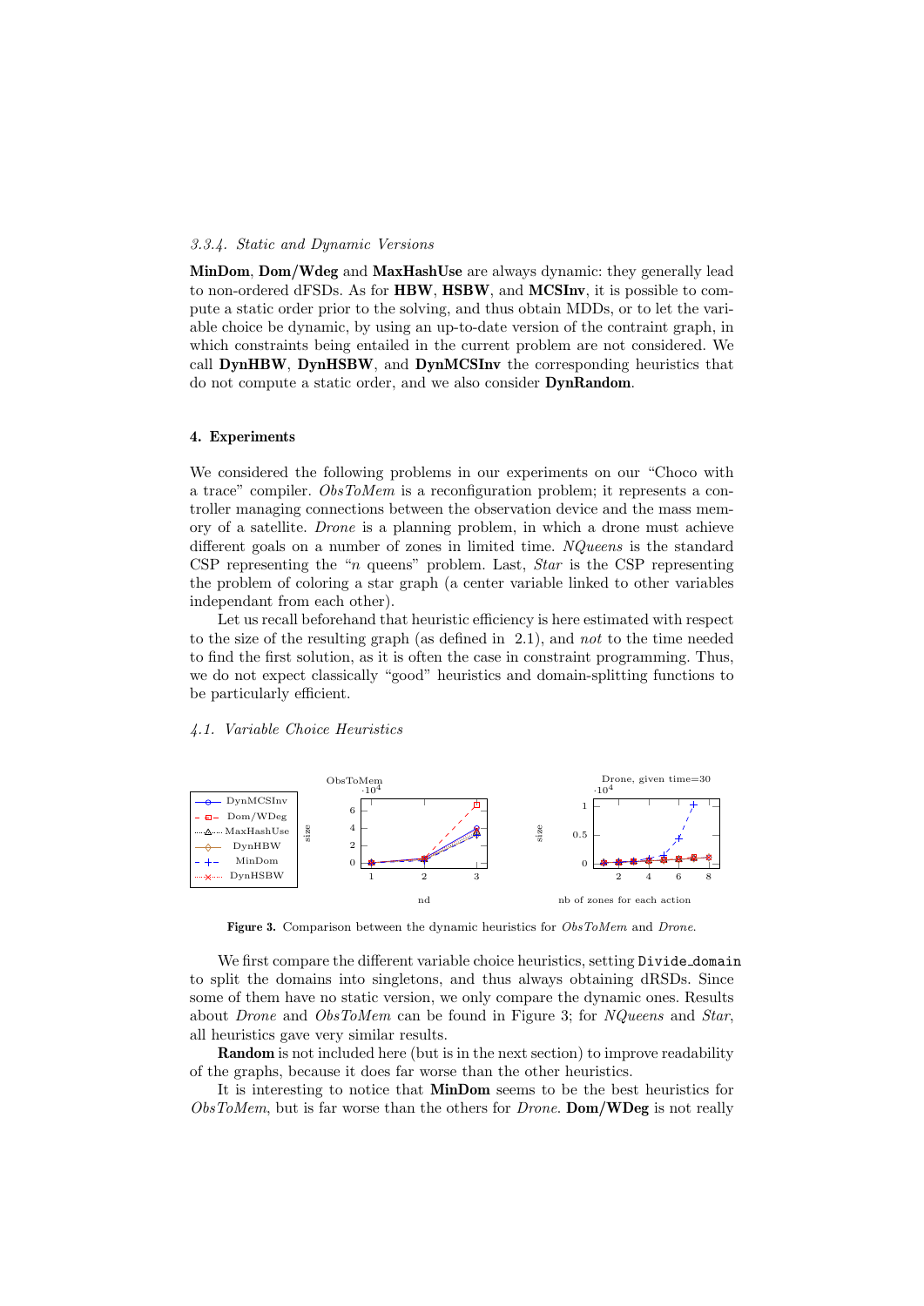#### 3.3.4. Static and Dynamic Versions

**MinDom**, **Dom/Wdeg** and **MaxHashUse** are always dynamic: they generally lead to non-ordered dFSDs. As for **HBW**, **HSBW**, and **MCSInv**, it is possible to compute a static order prior to the solving, and thus obtain MDDs, or to let the variable choice be dynamic, by using an up-to-date version of the contraint graph, in which constraints being entailed in the current problem are not considered. We call **DynHBW**, **DynHSBW**, and **DynMCSInv** the corresponding heuristics that do not compute a static order, and we also consider **DynRandom**.

## 4. Experiments

We considered the following problems in our experiments on our "Choco with a trace" compiler. *ObsToMem* is a reconfiguration problem; it represents a controller managing connections between the observation device and the mass memory of a satellite. *Drone* is a planning problem, in which a drone must achieve different goals on a number of zones in limited time. *NQueens* is the standard CSP representing the "$n$ queens" problem. Last, *Star* is the CSP representing the problem of coloring a star graph (a center variable linked to other variables independant from each other).

Let us recall beforehand that heuristic efficiency is here estimated with respect to the size of the resulting graph (as defined in 2.1), and *not* to the time needed to find the first solution, as it is often the case in constraint programming. Thus, we do not expect classically "good" heuristics and domain-splitting functions to be particularly efficient.

### 4.1. Variable Choice Heuristics

DynMCSInv
Dom/WDeg
MaxHashUse
DynHBW
MinDom
DynHSBW

ObsToMem
$\cdot 10^4$
size
0 2 4 6
1 2 3
nd

Drone, given time=30
$\cdot 10^4$
size
0 0.5 1
2 4 6 8
nb of zones for each action

**Figure 3.** Comparison between the dynamic heuristics for *ObsToMem* and *Drone*.

We first compare the different variable choice heuristics, setting `Divide_domain` to split the domains into singletons, and thus always obtaining dRSDs. Since some of them have no static version, we only compare the dynamic ones. Results about *Drone* and *ObsToMem* can be found in Figure 3; for *NQueens* and *Star*, all heuristics gave very similar results.

**Random** is not included here (but is in the next section) to improve readability of the graphs, because it does far worse than the other heuristics.

It is interesting to notice that **MinDom** seems to be the best heuristics for *ObsToMem*, but is far worse than the others for *Drone*. **Dom/WDeg** is not really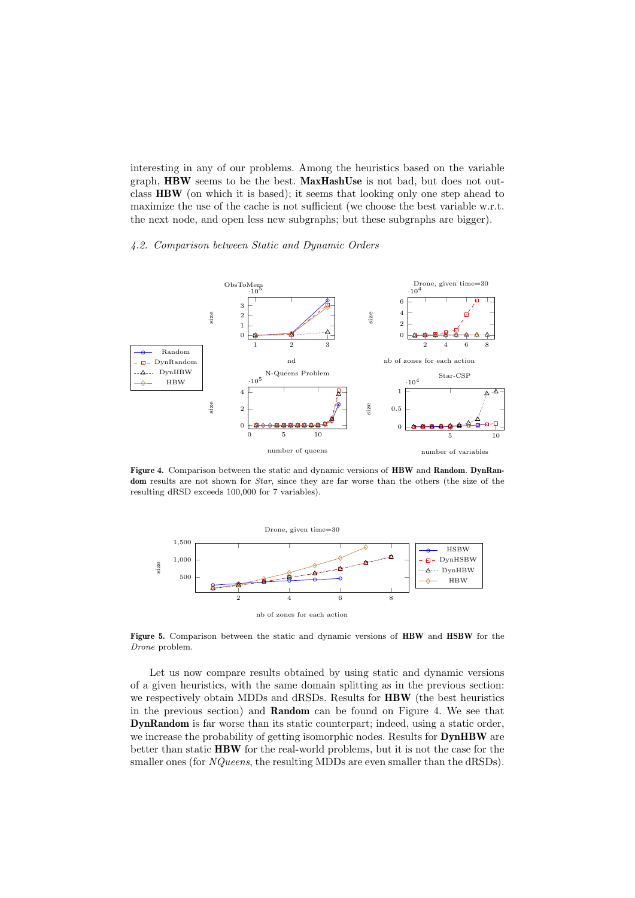interesting in any of our problems. Among the heuristics based on the variable graph, **HBW** seems to be the best. **MaxHashUse** is not bad, but does not outclass **HBW** (on which it is based); it seems that looking only one step ahead to maximize the use of the cache is not sufficient (we choose the best variable w.r.t. the next node, and open less new subgraphs; but these subgraphs are bigger).

### *4.2. Comparison between Static and Dynamic Orders*

**Figure 4.** Comparison between the static and dynamic versions of **HBW** and **Random**. **DynRandom** results are not shown for *Star*, since they are far worse than the others (the size of the resulting dRSD exceeds 100,000 for 7 variables).

**Figure 5.** Comparison between the static and dynamic versions of **HBW** and **HSBW** for the *Drone* problem.

Let us now compare results obtained by using static and dynamic versions of a given heuristics, with the same domain splitting as in the previous section: we respectively obtain MDDs and dRSDs. Results for **HBW** (the best heuristics in the previous section) and **Random** can be found on Figure 4. We see that **DynRandom** is far worse than its static counterpart; indeed, using a static order, we increase the probability of getting isomorphic nodes. Results for **DynHBW** are better than static **HBW** for the real-world problems, but it is not the case for the smaller ones (for *NQueens*, the resulting MDDs are even smaller than the dRSDs).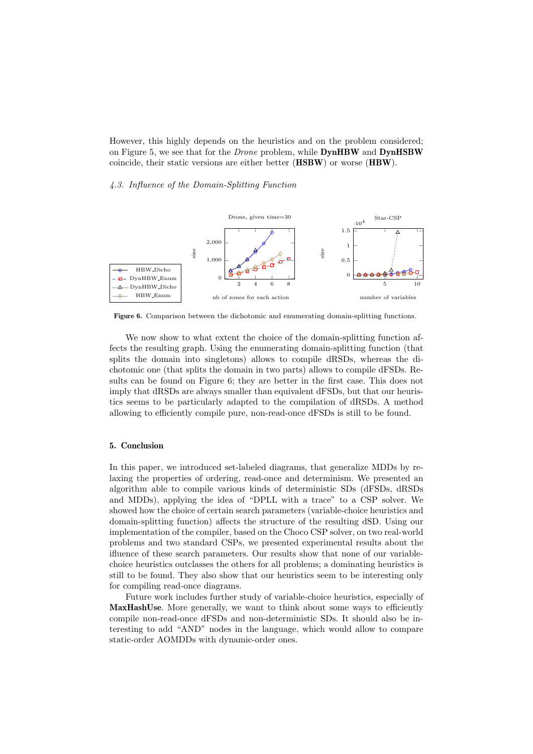However, this highly depends on the heuristics and on the problem considered; on Figure 5, we see that for the *Drone* problem, while **DynHBW** and **DynHSBW** coincide, their static versions are either better (**HSBW**) or worse (**HBW**).

### *4.3. Influence of the Domain-Splitting Function*

HBW_Dicho
DynHBW_Enum
DynHBW_Dicho
HBW_Enum

Drone, given time=30

size

2,000
1,000
0

2 4 6 8

nb of zones for each action

Star-CSP

$\cdot 10^4$

1.5
1
0.5
0

5 10

number of variables

**Figure 6.** Comparison between the dichotomic and enumerating domain-splitting functions.

We now show to what extent the choice of the domain-splitting function affects the resulting graph. Using the enumerating domain-splitting function (that splits the domain into singletons) allows to compile dRSDs, whereas the dichotomic one (that splits the domain in two parts) allows to compile dFSDs. Results can be found on Figure 6; they are better in the first case. This does not imply that dRSDs are always smaller than equivalent dFSDs, but that our heuristics seems to be particularly adapted to the compilation of dRSDs. A method allowing to efficiently compile pure, non-read-once dFSDs is still to be found.

## 5. Conclusion

In this paper, we introduced set-labeled diagrams, that generalize MDDs by relaxing the properties of ordering, read-once and determinism. We presented an algorithm able to compile various kinds of deterministic SDs (dFSDs, dRSDs and MDDs), applying the idea of "DPLL with a trace" to a CSP solver. We showed how the choice of certain search parameters (variable-choice heuristics and domain-splitting function) affects the structure of the resulting dSD. Using our implementation of the compiler, based on the Choco CSP solver, on two real-world problems and two standard CSPs, we presented experimental results about the ifluence of these search parameters. Our results show that none of our variable-choice heuristics outclasses the others for all problems; a dominating heuristics is still to be found. They also show that our heuristics seem to be interesting only for compiling read-once diagrams.

Future work includes further study of variable-choice heuristics, especially of **MaxHashUse**. More generally, we want to think about some ways to efficiently compile non-read-once dFSDs and non-deterministic SDs. It should also be interesting to add "AND" nodes in the language, which would allow to compare static-order AOMDDs with dynamic-order ones.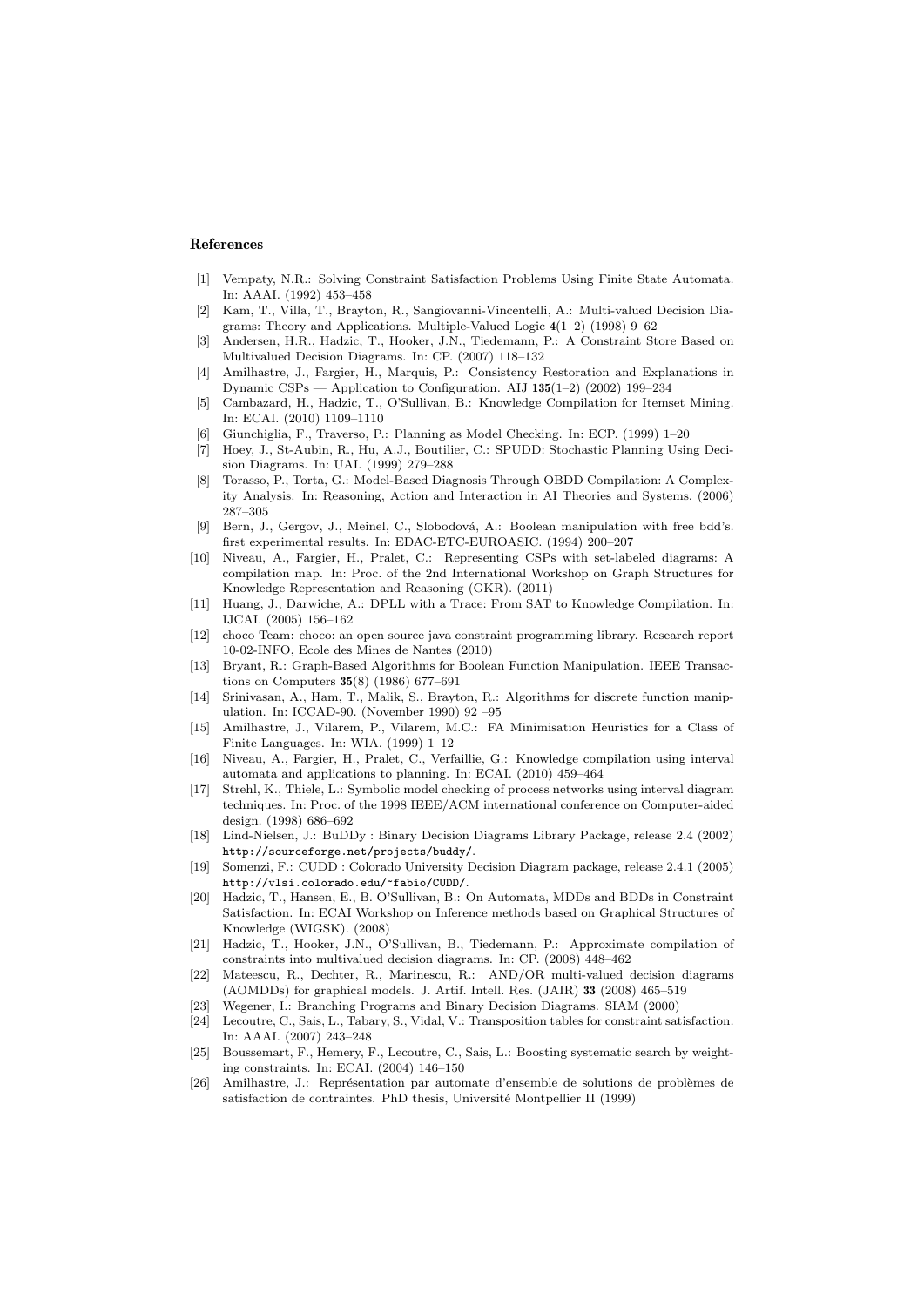## References

[1] Vempaty, N.R.: Solving Constraint Satisfaction Problems Using Finite State Automata. In: AAAI. (1992) 453–458

[2] Kam, T., Villa, T., Brayton, R., Sangiovanni-Vincentelli, A.: Multi-valued Decision Diagrams: Theory and Applications. Multiple-Valued Logic **4**(1–2) (1998) 9–62

[3] Andersen, H.R., Hadzic, T., Hooker, J.N., Tiedemann, P.: A Constraint Store Based on Multivalued Decision Diagrams. In: CP. (2007) 118–132

[4] Amilhastre, J., Fargier, H., Marquis, P.: Consistency Restoration and Explanations in Dynamic CSPs — Application to Configuration. AIJ **135**(1–2) (2002) 199–234

[5] Cambazard, H., Hadzic, T., O'Sullivan, B.: Knowledge Compilation for Itemset Mining. In: ECAI. (2010) 1109–1110

[6] Giunchiglia, F., Traverso, P.: Planning as Model Checking. In: ECP. (1999) 1–20

[7] Hoey, J., St-Aubin, R., Hu, A.J., Boutilier, C.: SPUDD: Stochastic Planning Using Decision Diagrams. In: UAI. (1999) 279–288

[8] Torasso, P., Torta, G.: Model-Based Diagnosis Through OBDD Compilation: A Complexity Analysis. In: Reasoning, Action and Interaction in AI Theories and Systems. (2006) 287–305

[9] Bern, J., Gergov, J., Meinel, C., Slobodová, A.: Boolean manipulation with free bdd's. first experimental results. In: EDAC-ETC-EUROASIC. (1994) 200–207

[10] Niveau, A., Fargier, H., Pralet, C.: Representing CSPs with set-labeled diagrams: A compilation map. In: Proc. of the 2nd International Workshop on Graph Structures for Knowledge Representation and Reasoning (GKR). (2011)

[11] Huang, J., Darwiche, A.: DPLL with a Trace: From SAT to Knowledge Compilation. In: IJCAI. (2005) 156–162

[12] choco Team: choco: an open source java constraint programming library. Research report 10-02-INFO, Ecole des Mines de Nantes (2010)

[13] Bryant, R.: Graph-Based Algorithms for Boolean Function Manipulation. IEEE Transactions on Computers **35**(8) (1986) 677–691

[14] Srinivasan, A., Ham, T., Malik, S., Brayton, R.: Algorithms for discrete function manipulation. In: ICCAD-90. (November 1990) 92 –95

[15] Amilhastre, J., Vilarem, P., Vilarem, M.C.: FA Minimisation Heuristics for a Class of Finite Languages. In: WIA. (1999) 1–12

[16] Niveau, A., Fargier, H., Pralet, C., Verfaillie, G.: Knowledge compilation using interval automata and applications to planning. In: ECAI. (2010) 459–464

[17] Strehl, K., Thiele, L.: Symbolic model checking of process networks using interval diagram techniques. In: Proc. of the 1998 IEEE/ACM international conference on Computer-aided design. (1998) 686–692

[18] Lind-Nielsen, J.: BuDDy : Binary Decision Diagrams Library Package, release 2.4 (2002) `http://sourceforge.net/projects/buddy/`.

[19] Somenzi, F.: CUDD : Colorado University Decision Diagram package, release 2.4.1 (2005) `http://vlsi.colorado.edu/~fabio/CUDD/`.

[20] Hadzic, T., Hansen, E., B. O'Sullivan, B.: On Automata, MDDs and BDDs in Constraint Satisfaction. In: ECAI Workshop on Inference methods based on Graphical Structures of Knowledge (WIGSK). (2008)

[21] Hadzic, T., Hooker, J.N., O'Sullivan, B., Tiedemann, P.: Approximate compilation of constraints into multivalued decision diagrams. In: CP. (2008) 448–462

[22] Mateescu, R., Dechter, R., Marinescu, R.: AND/OR multi-valued decision diagrams (AOMDDs) for graphical models. J. Artif. Intell. Res. (JAIR) **33** (2008) 465–519

[23] Wegener, I.: Branching Programs and Binary Decision Diagrams. SIAM (2000)

[24] Lecoutre, C., Sais, L., Tabary, S., Vidal, V.: Transposition tables for constraint satisfaction. In: AAAI. (2007) 243–248

[25] Boussemart, F., Hemery, F., Lecoutre, C., Sais, L.: Boosting systematic search by weighting constraints. In: ECAI. (2004) 146–150

[26] Amilhastre, J.: Représentation par automate d'ensemble de solutions de problèmes de satisfaction de contraintes. PhD thesis, Université Montpellier II (1999)